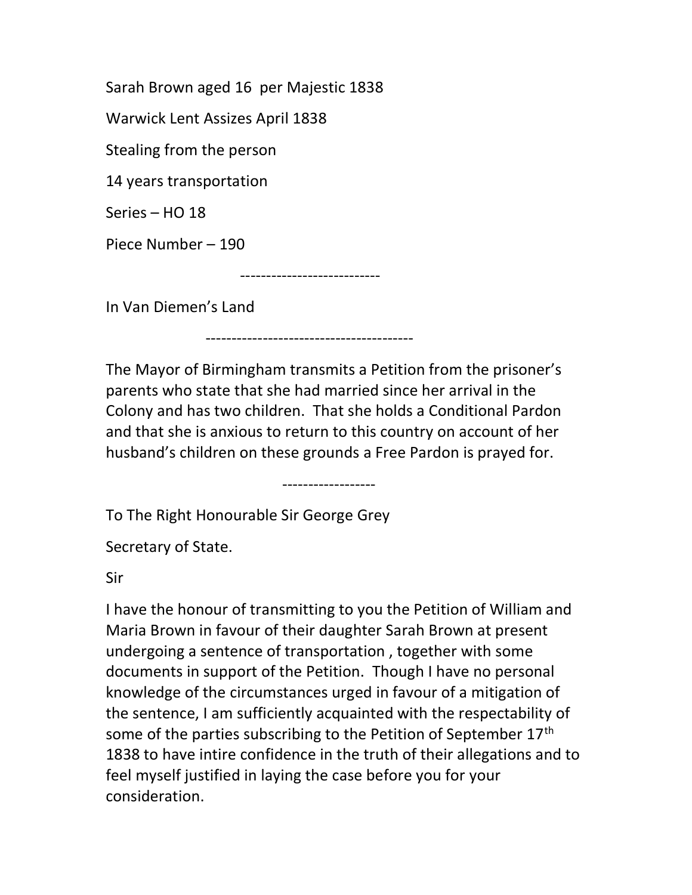Sarah Brown aged 16 per Majestic 1838

Warwick Lent Assizes April 1838

Stealing from the person

14 years transportation

Series – HO 18

Piece Number – 190

---------------------------

In Van Diemen's Land

----------------------------------------

The Mayor of Birmingham transmits a Petition from the prisoner's parents who state that she had married since her arrival in the Colony and has two children. That she holds a Conditional Pardon and that she is anxious to return to this country on account of her husband's children on these grounds a Free Pardon is prayed for.

------------------

To The Right Honourable Sir George Grey

Secretary of State.

Sir

I have the honour of transmitting to you the Petition of William and Maria Brown in favour of their daughter Sarah Brown at present undergoing a sentence of transportation , together with some documents in support of the Petition. Though I have no personal knowledge of the circumstances urged in favour of a mitigation of the sentence, I am sufficiently acquainted with the respectability of some of the parties subscribing to the Petition of September 17th 1838 to have intire confidence in the truth of their allegations and to feel myself justified in laying the case before you for your consideration.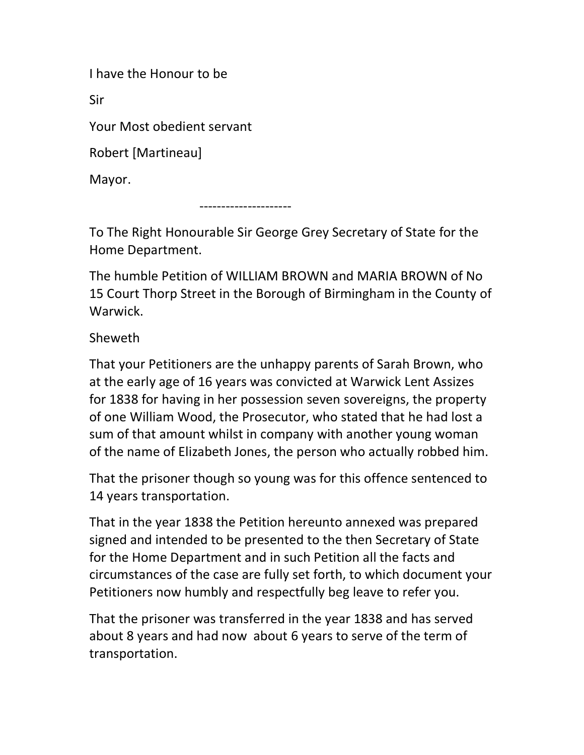I have the Honour to be

Sir

Your Most obedient servant

Robert [Martineau]

Mayor.

---------------------

To The Right Honourable Sir George Grey Secretary of State for the Home Department.

The humble Petition of WILLIAM BROWN and MARIA BROWN of No 15 Court Thorp Street in the Borough of Birmingham in the County of Warwick.

Sheweth

That your Petitioners are the unhappy parents of Sarah Brown, who at the early age of 16 years was convicted at Warwick Lent Assizes for 1838 for having in her possession seven sovereigns, the property of one William Wood, the Prosecutor, who stated that he had lost a sum of that amount whilst in company with another young woman of the name of Elizabeth Jones, the person who actually robbed him.

That the prisoner though so young was for this offence sentenced to 14 years transportation.

That in the year 1838 the Petition hereunto annexed was prepared signed and intended to be presented to the then Secretary of State for the Home Department and in such Petition all the facts and circumstances of the case are fully set forth, to which document your Petitioners now humbly and respectfully beg leave to refer you.

That the prisoner was transferred in the year 1838 and has served about 8 years and had now about 6 years to serve of the term of transportation.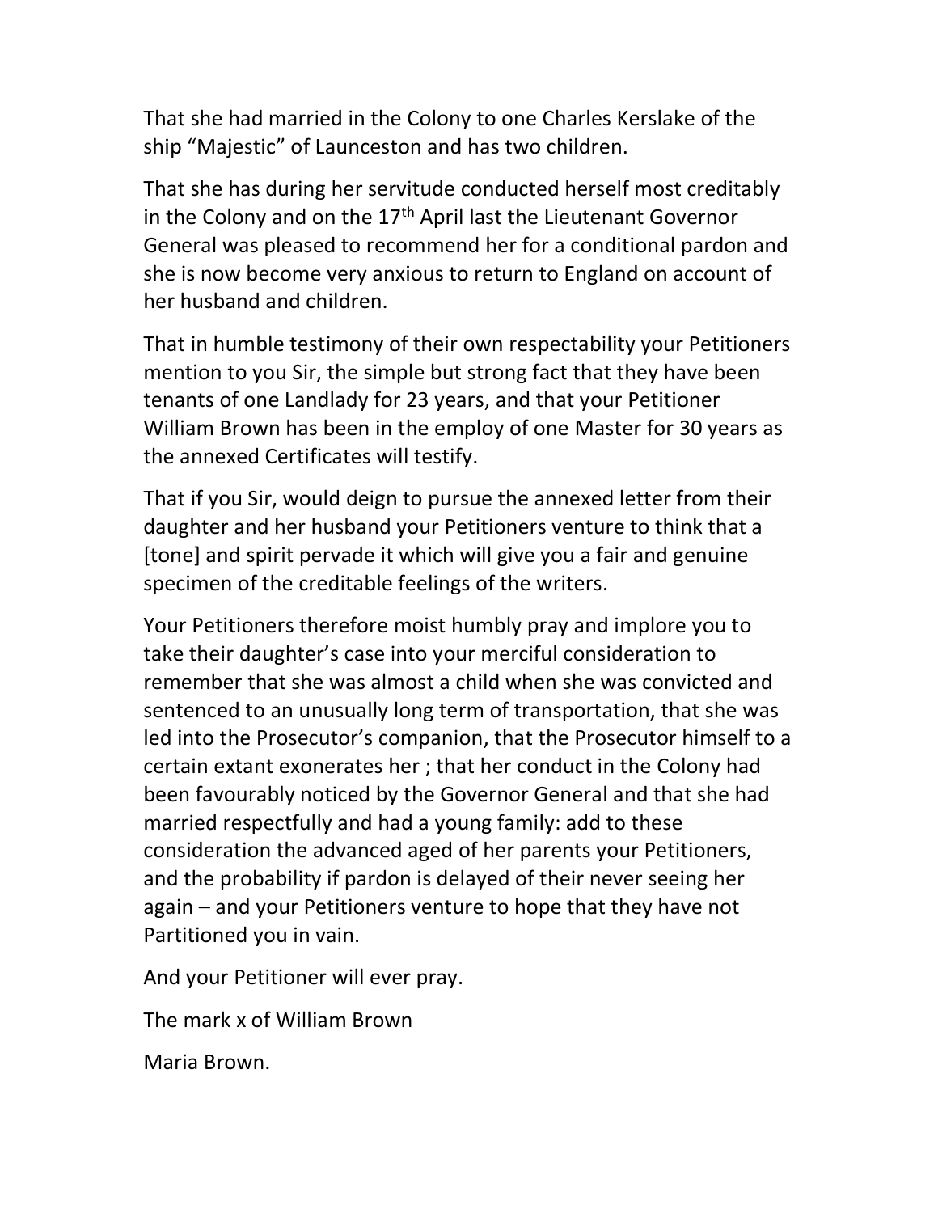That she had married in the Colony to one Charles Kerslake of the ship "Majestic" of Launceston and has two children.

That she has during her servitude conducted herself most creditably in the Colony and on the 17th April last the Lieutenant Governor General was pleased to recommend her for a conditional pardon and she is now become very anxious to return to England on account of her husband and children.

That in humble testimony of their own respectability your Petitioners mention to you Sir, the simple but strong fact that they have been tenants of one Landlady for 23 years, and that your Petitioner William Brown has been in the employ of one Master for 30 years as the annexed Certificates will testify.

That if you Sir, would deign to pursue the annexed letter from their daughter and her husband your Petitioners venture to think that a [tone] and spirit pervade it which will give you a fair and genuine specimen of the creditable feelings of the writers.

Your Petitioners therefore moist humbly pray and implore you to take their daughter's case into your merciful consideration to remember that she was almost a child when she was convicted and sentenced to an unusually long term of transportation, that she was led into the Prosecutor's companion, that the Prosecutor himself to a certain extant exonerates her ; that her conduct in the Colony had been favourably noticed by the Governor General and that she had married respectfully and had a young family: add to these consideration the advanced aged of her parents your Petitioners, and the probability if pardon is delayed of their never seeing her again – and your Petitioners venture to hope that they have not Partitioned you in vain.

And your Petitioner will ever pray.

The mark x of William Brown

Maria Brown.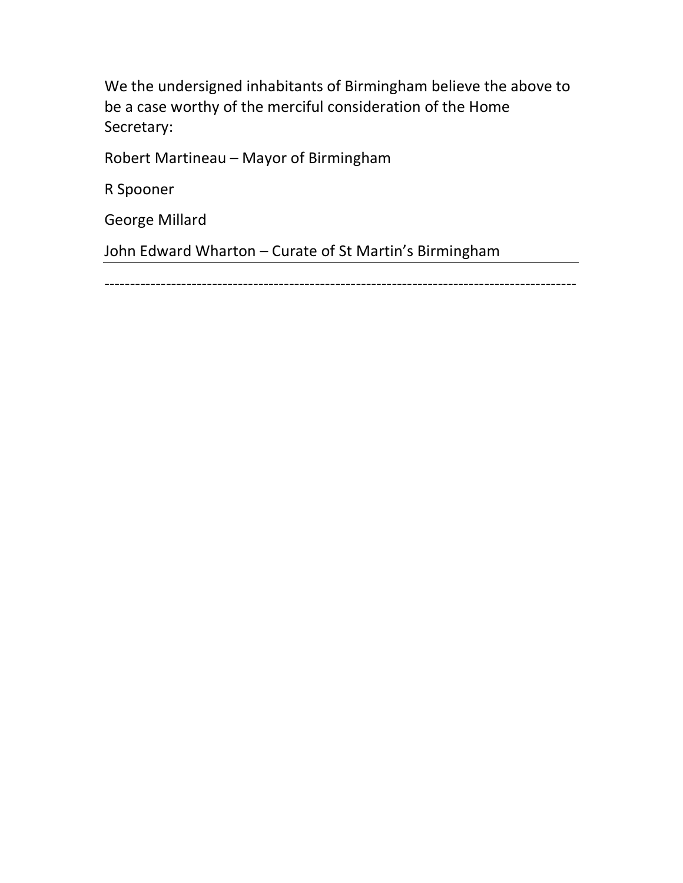We the undersigned inhabitants of Birmingham believe the above to be a case worthy of the merciful consideration of the Home Secretary:

Robert Martineau – Mayor of Birmingham

R Spooner

George Millard

John Edward Wharton – Curate of St Martin's Birmingham

---

--------------------------------------------------------------------------------------------